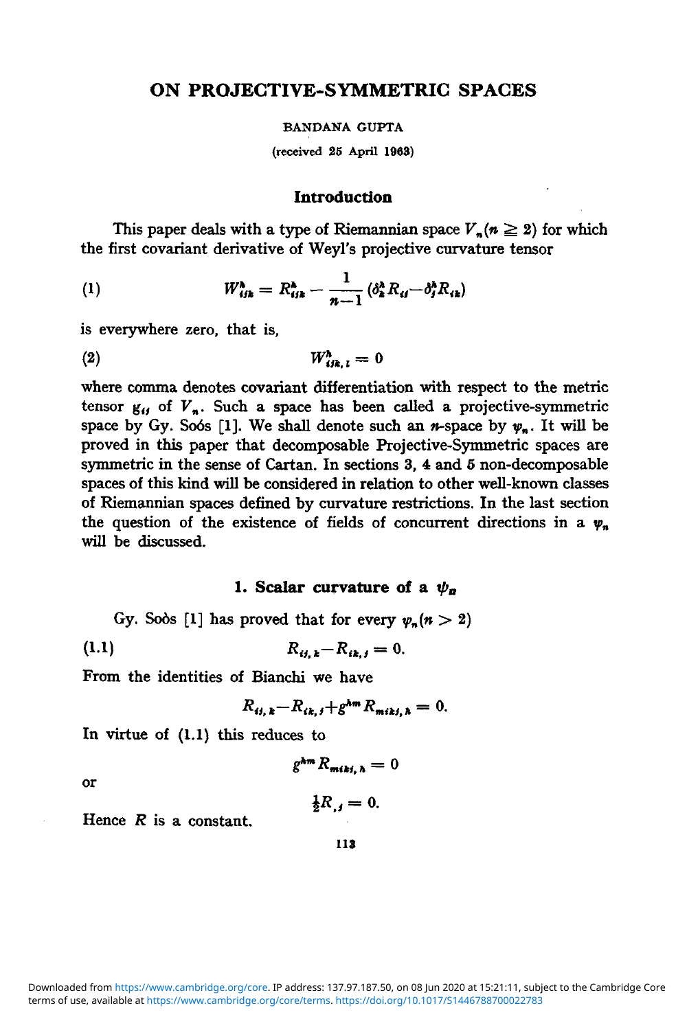# ON PROJECTIVE-SYMMETRIC SPACES

BANDANA GUPTA

(received 25 April 1963)

## Introduction

This paper deals with a type of Riemannian space $V_n (n \geqq 2)$ for which the first covariant derivative of Weyl's projective curvature tensor

$$W^h_{ijk} = R^h_{ijk} - \frac{1}{n-1} (\delta^h_k R_{ij} - \delta^h_j R_{ik}) \tag{1}$$

is everywhere zero, that is,

$$W^h_{ijk,l} = 0 \tag{2}$$

where comma denotes covariant differentiation with respect to the metric tensor $g_{ij}$ of $V_n$. Such a space has been called a projective-symmetric space by Gy. Soós [1]. We shall denote such an $n$-space by $\psi_n$. It will be proved in this paper that decomposable Projective-Symmetric spaces are symmetric in the sense of Cartan. In sections 3, 4 and 5 non-decomposable spaces of this kind will be considered in relation to other well-known classes of Riemannian spaces defined by curvature restrictions. In the last section the question of the existence of fields of concurrent directions in a $\psi_n$ will be discussed.

## 1. Scalar curvature of a $\psi_n$

Gy. Soòs [1] has proved that for every $\psi_n (n > 2)$

$$R_{ij,k} - R_{ik,j} = 0. \tag{1.1}$$

From the identities of Bianchi we have

$$R_{ij,k} - R_{ik,j} + g^{hm} R_{mikj,h} = 0.$$

In virtue of (1.1) this reduces to

$$g^{hm} R_{mikj,h} = 0$$

or

$$\tfrac{1}{2} R_{,j} = 0.$$

Hence $R$ is a constant.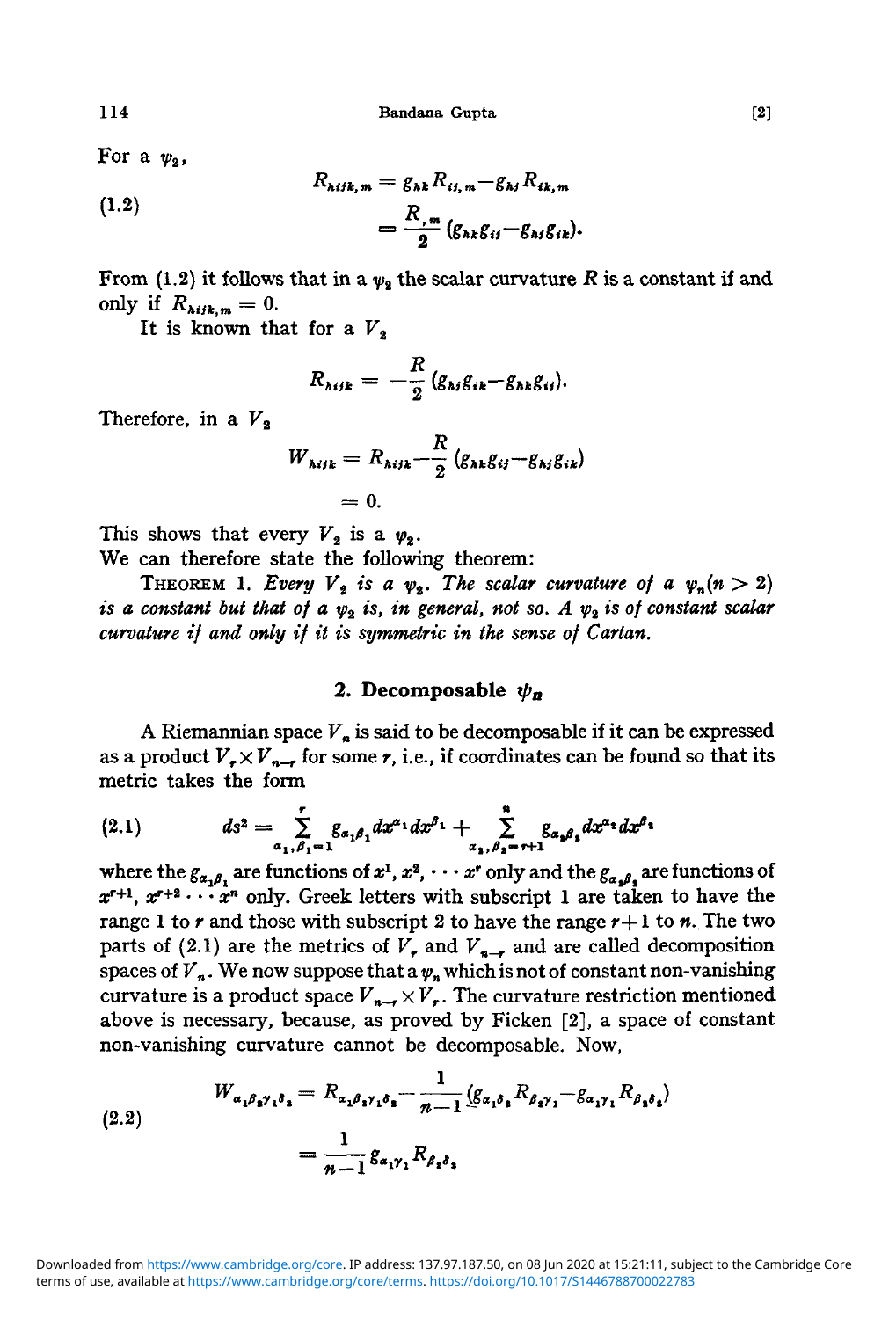For a $\psi_2$,

$$
\begin{aligned}
(1.2) \qquad R_{hijk,m} &= g_{hk} R_{ij,m} - g_{hj} R_{ik,m} \\
&= \frac{R_{,m}}{2} (g_{hk} g_{ij} - g_{hj} g_{ik}).
\end{aligned}
$$

From (1.2) it follows that in a $\psi_2$ the scalar curvature $R$ is a constant if and only if $R_{hijk,m} = 0$.

It is known that for a $V_2$

$$
R_{hijk} = -\frac{R}{2} (g_{hj} g_{ik} - g_{hk} g_{ij}).
$$

Therefore, in a $V_2$

$$
\begin{aligned}
W_{hijk} &= R_{hijk} - \frac{R}{2} (g_{hk} g_{ij} - g_{hj} g_{ik}) \\
&= 0.
\end{aligned}
$$

This shows that every $V_2$ is a $\psi_2$.

We can therefore state the following theorem:

THEOREM 1. *Every $V_2$ is a $\psi_2$. The scalar curvature of a $\psi_n (n > 2)$ is a constant but that of a $\psi_2$ is, in general, not so. A $\psi_2$ is of constant scalar curvature if and only if it is symmetric in the sense of Cartan.*

## 2. Decomposable $\psi_n$

A Riemannian space $V_n$ is said to be decomposable if it can be expressed as a product $V_r \times V_{n-r}$ for some $r$, i.e., if coordinates can be found so that its metric takes the form

$$
(2.1) \qquad ds^2 = \sum_{\alpha_1, \beta_1 = 1}^{r} g_{\alpha_1 \beta_1} dx^{\alpha_1} dx^{\beta_1} + \sum_{\alpha_2, \beta_2 = r+1}^{n} g_{\alpha_2 \beta_2} dx^{\alpha_2} dx^{\beta_2}
$$

where the $g_{\alpha_1 \beta_1}$ are functions of $x^1, x^2, \cdots x^r$ only and the $g_{\alpha_2 \beta_2}$ are functions of $x^{r+1}, x^{r+2} \cdots x^n$ only. Greek letters with subscript 1 are taken to have the range 1 to $r$ and those with subscript 2 to have the range $r+1$ to $n$. The two parts of (2.1) are the metrics of $V_r$ and $V_{n-r}$ and are called decomposition spaces of $V_n$. We now suppose that a $\psi_n$ which is not of constant non-vanishing curvature is a product space $V_{n-r} \times V_r$. The curvature restriction mentioned above is necessary, because, as proved by Ficken [2], a space of constant non-vanishing curvature cannot be decomposable. Now,

$$
\begin{aligned}
(2.2) \qquad W_{\alpha_1 \beta_2 \gamma_1 \delta_2} &= R_{\alpha_1 \beta_2 \gamma_1 \delta_2} - \frac{1}{n-1} (g_{\alpha_1 \delta_2} R_{\beta_2 \gamma_1} - g_{\alpha_1 \gamma_1} R_{\beta_2 \delta_2}) \\
&= \frac{1}{n-1} g_{\alpha_1 \gamma_1} R_{\beta_2 \delta_2}
\end{aligned}
$$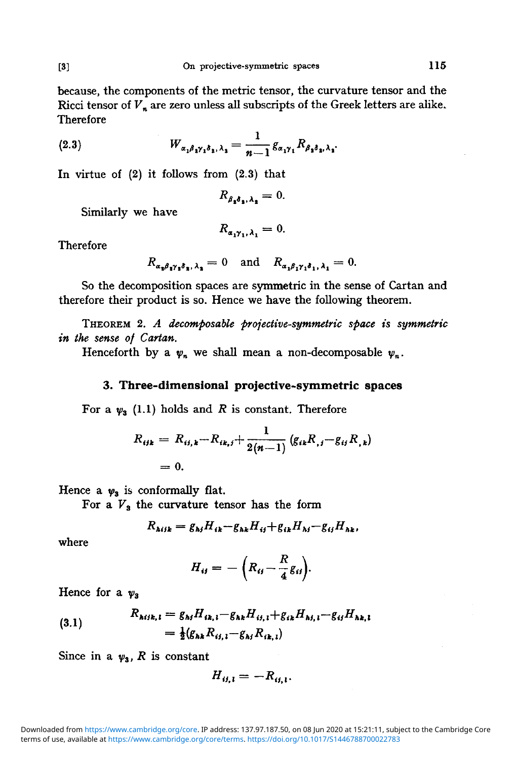because, the components of the metric tensor, the curvature tensor and the Ricci tensor of $V_n$ are zero unless all subscripts of the Greek letters are alike. Therefore

$$W_{\alpha_1\beta_2\gamma_1\delta_2,\lambda_2} = \frac{1}{n-1} g_{\alpha_1\gamma_1} R_{\beta_2\delta_2,\lambda_2}. \tag{2.3}$$

In virtue of (2) it follows from (2.3) that

$$R_{\beta_2\delta_2,\lambda_2} = 0.$$

Similarly we have

$$R_{\alpha_1\gamma_1,\lambda_1} = 0.$$

Therefore

$$R_{\alpha_2\beta_2\gamma_2\delta_2,\lambda_2} = 0 \quad \text{and} \quad R_{\alpha_1\beta_1\gamma_1\delta_1,\lambda_1} = 0.$$

So the decomposition spaces are symmetric in the sense of Cartan and therefore their product is so. Hence we have the following theorem.

THEOREM 2. *A decomposable projective-symmetric space is symmetric in the sense of Cartan.*

Henceforth by a $\psi_n$ we shall mean a non-decomposable $\psi_n$.

### 3. Three-dimensional projective-symmetric spaces

For a $\psi_3$ (1.1) holds and $R$ is constant. Therefore

$$\begin{aligned} R_{ijk} &= R_{ij,k} - R_{ik,j} + \frac{1}{2(n-1)} (g_{ik}R_{,j} - g_{ij}R_{,k}) \\ &= 0. \end{aligned}$$

Hence a $\psi_3$ is conformally flat.

For a $V_3$ the curvature tensor has the form

$$R_{hijk} = g_{hj}H_{ik} - g_{hk}H_{ij} + g_{ik}H_{hj} - g_{ij}H_{hk},$$

where

$$H_{ij} = -\left(R_{ij} - \frac{R}{4} g_{ij}\right).$$

Hence for a $\psi_3$

$$\begin{aligned} R_{hijk,l} &= g_{hj}H_{ik,l} - g_{hk}H_{ij,l} + g_{ik}H_{hj,l} - g_{ij}H_{hk,l} \\ &= \tfrac{1}{2}(g_{hk}R_{ij,l} - g_{hj}R_{ik,l}) \end{aligned} \tag{3.1}$$

Since in a $\psi_3$, $R$ is constant

$$H_{ij,l} = -R_{ij,l}.$$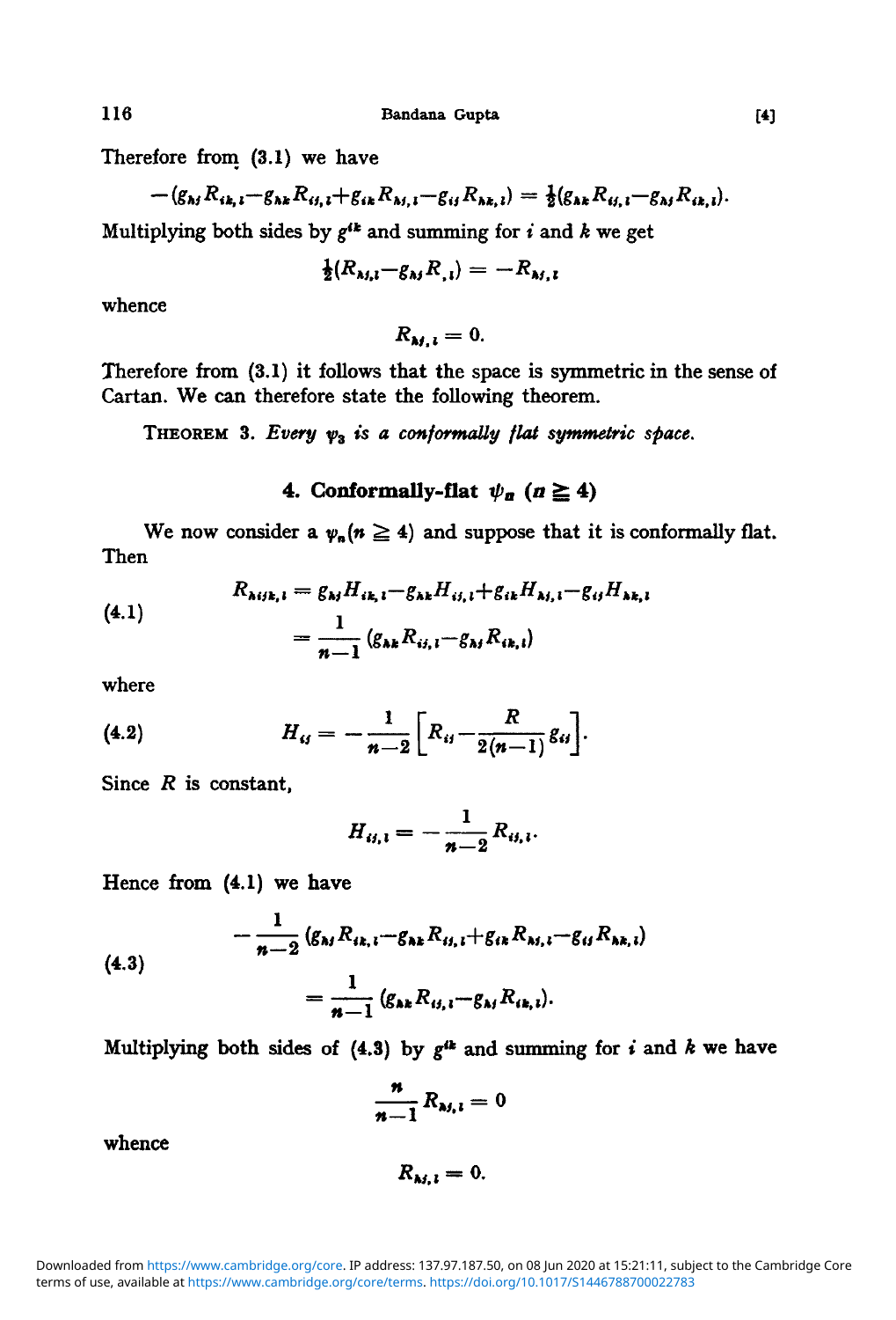Therefore from (3.1) we have

$$-(g_{hj}R_{ik,l}-g_{hk}R_{ij,l}+g_{ik}R_{hj,l}-g_{ij}R_{hk,l}) = \tfrac{1}{2}(g_{hk}R_{ij,l}-g_{hj}R_{ik,l}).$$

Multiplying both sides by $g^{ik}$ and summing for $i$ and $k$ we get

$$\tfrac{1}{2}(R_{hj,l}-g_{hj}R_{,l}) = -R_{hj,l}$$

whence

$$R_{hj,l} = 0.$$

Therefore from (3.1) it follows that the space is symmetric in the sense of Cartan. We can therefore state the following theorem.

THEOREM 3. *Every $\psi_3$ is a conformally flat symmetric space.*

## 4. Conformally-flat $\psi_n$ ($n \geqq 4$)

We now consider a $\psi_n (n \geqq 4)$ and suppose that it is conformally flat. Then

$$\begin{aligned} R_{hijk,l} &= g_{hj}H_{ik,l}-g_{hk}H_{ij,l}+g_{ik}H_{hj,l}-g_{ij}H_{hk,l} \\ &= \frac{1}{n-1}(g_{hk}R_{ij,l}-g_{hj}R_{ik,l}) \end{aligned} \tag{4.1}$$

where

$$H_{ij} = -\frac{1}{n-2}\left[R_{ij}-\frac{R}{2(n-1)}g_{ij}\right]. \tag{4.2}$$

Since $R$ is constant,

$$H_{ij,l} = -\frac{1}{n-2}R_{ij,l}.$$

Hence from (4.1) we have

$$\begin{aligned} -\frac{1}{n-2}&(g_{hj}R_{ik,l}-g_{hk}R_{ij,l}+g_{ik}R_{hj,l}-g_{ij}R_{hk,l}) \\ &= \frac{1}{n-1}(g_{hk}R_{ij,l}-g_{hj}R_{ik,l}). \end{aligned} \tag{4.3}$$

Multiplying both sides of (4.3) by $g^{ik}$ and summing for $i$ and $k$ we have

$$\frac{n}{n-1}R_{hj,l} = 0$$

whence

$$R_{hj,l} = 0.$$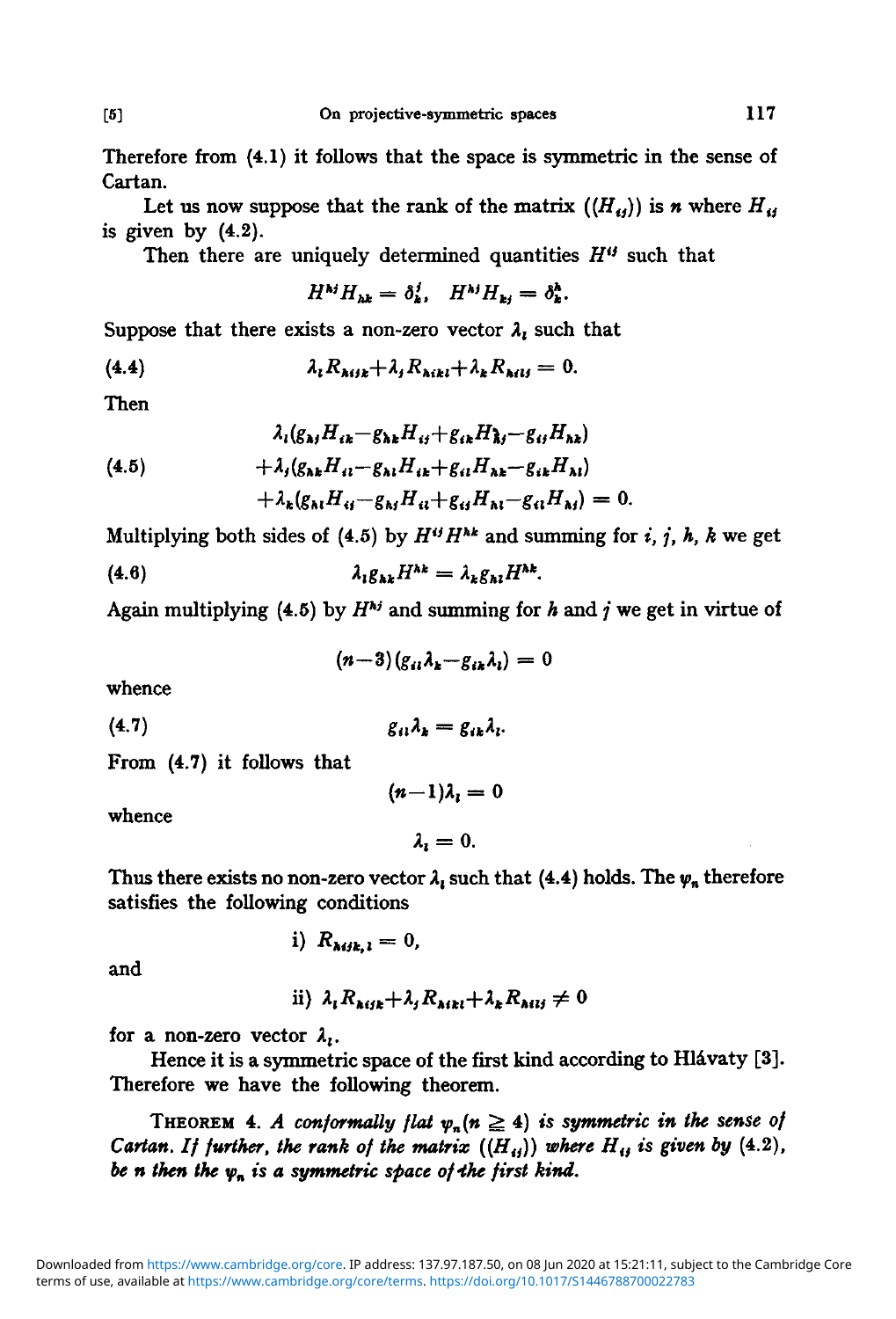Therefore from (4.1) it follows that the space is symmetric in the sense of Cartan.

Let us now suppose that the rank of the matrix $((H_{ij}))$ is $n$ where $H_{ij}$ is given by (4.2).

Then there are uniquely determined quantities $H^{ij}$ such that

$$H^{hj}H_{hk} = \delta^j_k, \quad H^{hj}H_{kj} = \delta^h_k.$$

Suppose that there exists a non-zero vector $\lambda_l$ such that

$$\lambda_l R_{hijk} + \lambda_j R_{hikl} + \lambda_k R_{hilj} = 0. \tag{4.4}$$

Then

$$\begin{aligned} &\lambda_l(g_{hj}H_{ik} - g_{hk}H_{ij} + g_{ik}H_{hj} - g_{ij}H_{hk}) \\ &+ \lambda_j(g_{hk}H_{il} - g_{hl}H_{ik} + g_{il}H_{hk} - g_{ik}H_{hl}) \\ &+ \lambda_k(g_{hl}H_{ij} - g_{hj}H_{il} + g_{ij}H_{hl} - g_{il}H_{hj}) = 0. \end{aligned} \tag{4.5}$$

Multiplying both sides of (4.5) by $H^{ij}H^{hk}$ and summing for $i, j, h, k$ we get

$$\lambda_l g_{hk}H^{hk} = \lambda_k g_{hl}H^{hk}. \tag{4.6}$$

Again multiplying (4.5) by $H^{hj}$ and summing for $h$ and $j$ we get in virtue of

$$(n-3)(g_{il}\lambda_k - g_{ik}\lambda_l) = 0$$

whence

$$g_{il}\lambda_k = g_{ik}\lambda_l. \tag{4.7}$$

From (4.7) it follows that

$$(n-1)\lambda_l = 0$$

whence

$$\lambda_l = 0.$$

Thus there exists no non-zero vector $\lambda_l$ such that (4.4) holds. The $\psi_n$ therefore satisfies the following conditions

i) $R_{hijk,l} = 0,$

and

ii) $\lambda_l R_{hijk} + \lambda_j R_{hikl} + \lambda_k R_{hilj} \neq 0$

for a non-zero vector $\lambda_l$.

Hence it is a symmetric space of the first kind according to Hlávaty [3]. Therefore we have the following theorem.

**Theorem 4.** *A conformally flat $\psi_n (n \geqq 4)$ is symmetric in the sense of Cartan. If further, the rank of the matrix $((H_{ij}))$ where $H_{ij}$ is given by (4.2), be $n$ then the $\psi_n$ is a symmetric space of the first kind.*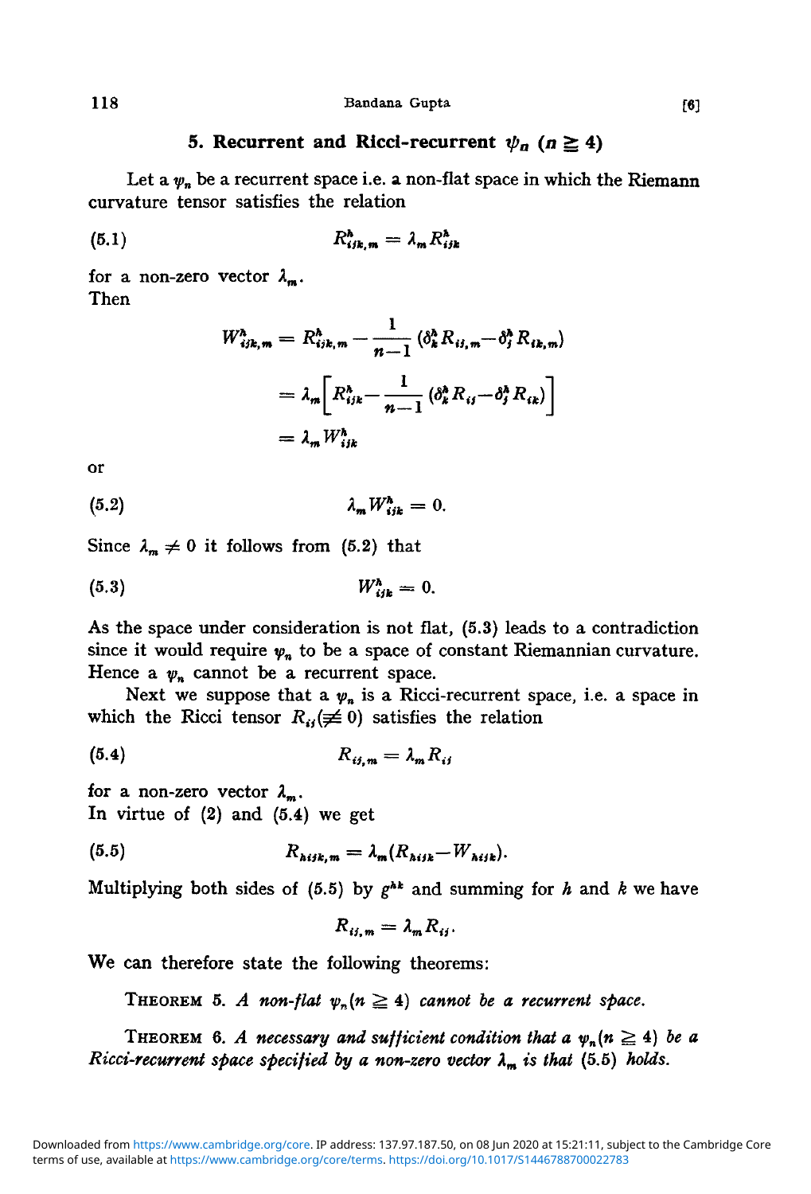## 5. Recurrent and Ricci-recurrent $\psi_n$ $(n \geqq 4)$

Let a $\psi_n$ be a recurrent space i.e. a non-flat space in which the Riemann curvature tensor satisfies the relation

$$R^h_{ijk,m} = \lambda_m R^h_{ijk} \tag{5.1}$$

for a non-zero vector $\lambda_m$.
Then

$$\begin{aligned} W^h_{ijk,m} &= R^h_{ijk,m} - \frac{1}{n-1}\left(\delta^h_k R_{ij,m} - \delta^h_j R_{ik,m}\right) \\ &= \lambda_m \left[ R^h_{ijk} - \frac{1}{n-1}\left(\delta^h_k R_{ij} - \delta^h_j R_{ik}\right)\right] \\ &= \lambda_m W^h_{ijk} \end{aligned}$$

or

$$\lambda_m W^h_{ijk} = 0. \tag{5.2}$$

Since $\lambda_m \neq 0$ it follows from (5.2) that

$$W^h_{ijk} = 0. \tag{5.3}$$

As the space under consideration is not flat, (5.3) leads to a contradiction since it would require $\psi_n$ to be a space of constant Riemannian curvature. Hence a $\psi_n$ cannot be a recurrent space.

Next we suppose that a $\psi_n$ is a Ricci-recurrent space, i.e. a space in which the Ricci tensor $R_{ij} (\not\equiv 0)$ satisfies the relation

$$R_{ij,m} = \lambda_m R_{ij} \tag{5.4}$$

for a non-zero vector $\lambda_m$.
In virtue of (2) and (5.4) we get

$$R_{hijk,m} = \lambda_m (R_{hijk} - W_{hijk}). \tag{5.5}$$

Multiplying both sides of (5.5) by $g^{hk}$ and summing for $h$ and $k$ we have

$$R_{ij,m} = \lambda_m R_{ij}.$$

We can therefore state the following theorems:

THEOREM 5. *A non-flat* $\psi_n (n \geqq 4)$ *cannot be a recurrent space.*

THEOREM 6. *A necessary and sufficient condition that a* $\psi_n (n \geqq 4)$ *be a Ricci-recurrent space specified by a non-zero vector* $\lambda_m$ *is that* (5.5) *holds.*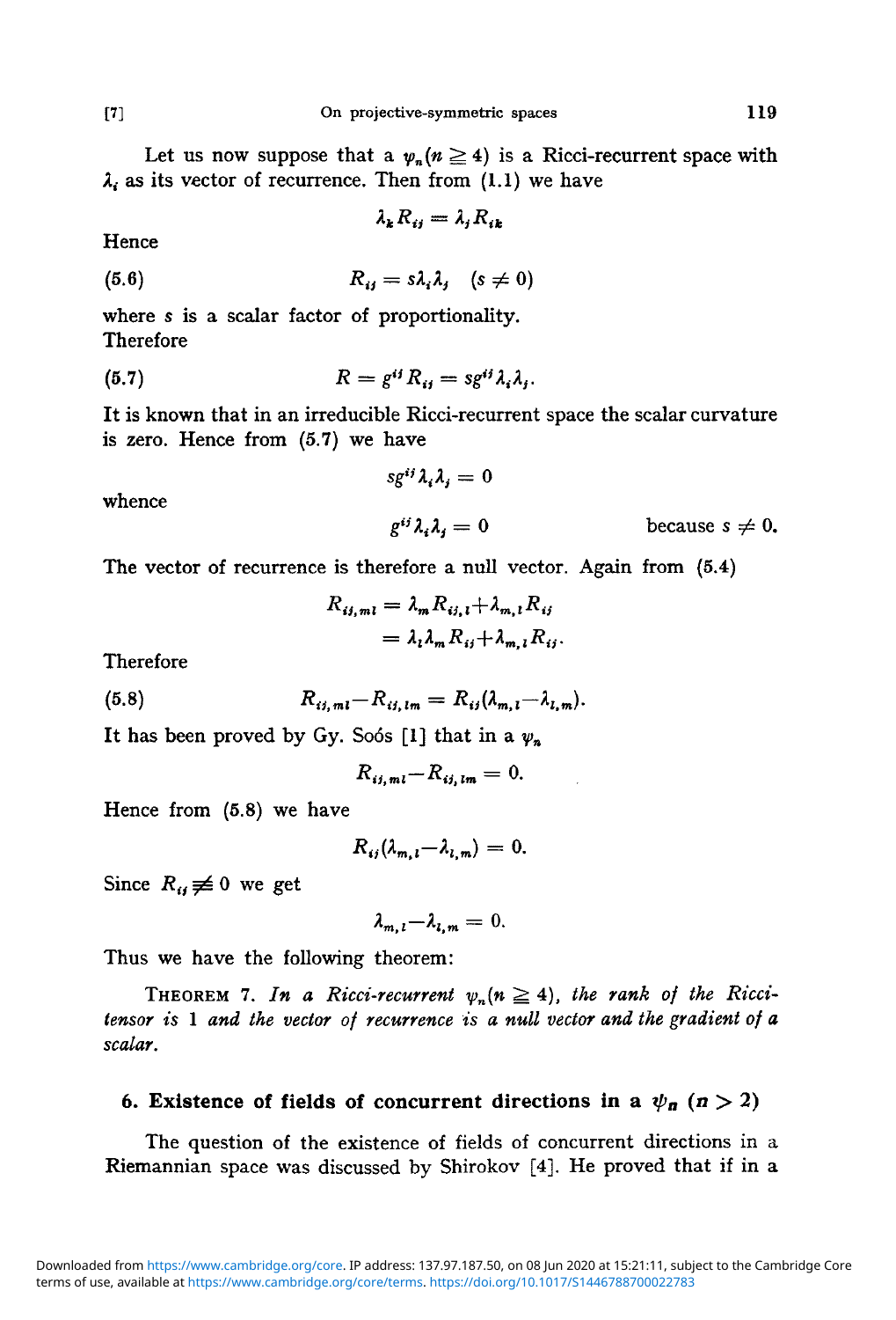Let us now suppose that a $\psi_n (n \geqq 4)$ is a Ricci-recurrent space with $\lambda_i$ as its vector of recurrence. Then from (1.1) we have

$$\lambda_k R_{ij} = \lambda_j R_{ik}$$

Hence

$$R_{ij} = s\lambda_i \lambda_j \quad (s \neq 0) \tag{5.6}$$

where $s$ is a scalar factor of proportionality.
Therefore

$$R = g^{ij} R_{ij} = s g^{ij} \lambda_i \lambda_j. \tag{5.7}$$

It is known that in an irreducible Ricci-recurrent space the scalar curvature is zero. Hence from (5.7) we have

$$s g^{ij} \lambda_i \lambda_j = 0$$

whence

$$g^{ij} \lambda_i \lambda_j = 0 \qquad \text{because } s \neq 0.$$

The vector of recurrence is therefore a null vector. Again from (5.4)

$$\begin{aligned} R_{ij,ml} &= \lambda_m R_{ij,l} + \lambda_{m,l} R_{ij} \\ &= \lambda_l \lambda_m R_{ij} + \lambda_{m,l} R_{ij}. \end{aligned}$$

Therefore

$$R_{ij,ml} - R_{ij,lm} = R_{ij}(\lambda_{m,l} - \lambda_{l,m}). \tag{5.8}$$

It has been proved by Gy. Soós [1] that in a $\psi_n$

$$R_{ij,ml} - R_{ij,lm} = 0.$$

Hence from (5.8) we have

$$R_{ij}(\lambda_{m,l} - \lambda_{l,m}) = 0.$$

Since $R_{ij} \not\equiv 0$ we get

$$\lambda_{m,l} - \lambda_{l,m} = 0.$$

Thus we have the following theorem:

THEOREM 7. *In a Ricci-recurrent $\psi_n (n \geqq 4)$, the rank of the Ricci-tensor is 1 and the vector of recurrence is a null vector and the gradient of a scalar.*

## 6. Existence of fields of concurrent directions in a $\psi_n$ $(n > 2)$

The question of the existence of fields of concurrent directions in a Riemannian space was discussed by Shirokov [4]. He proved that if in a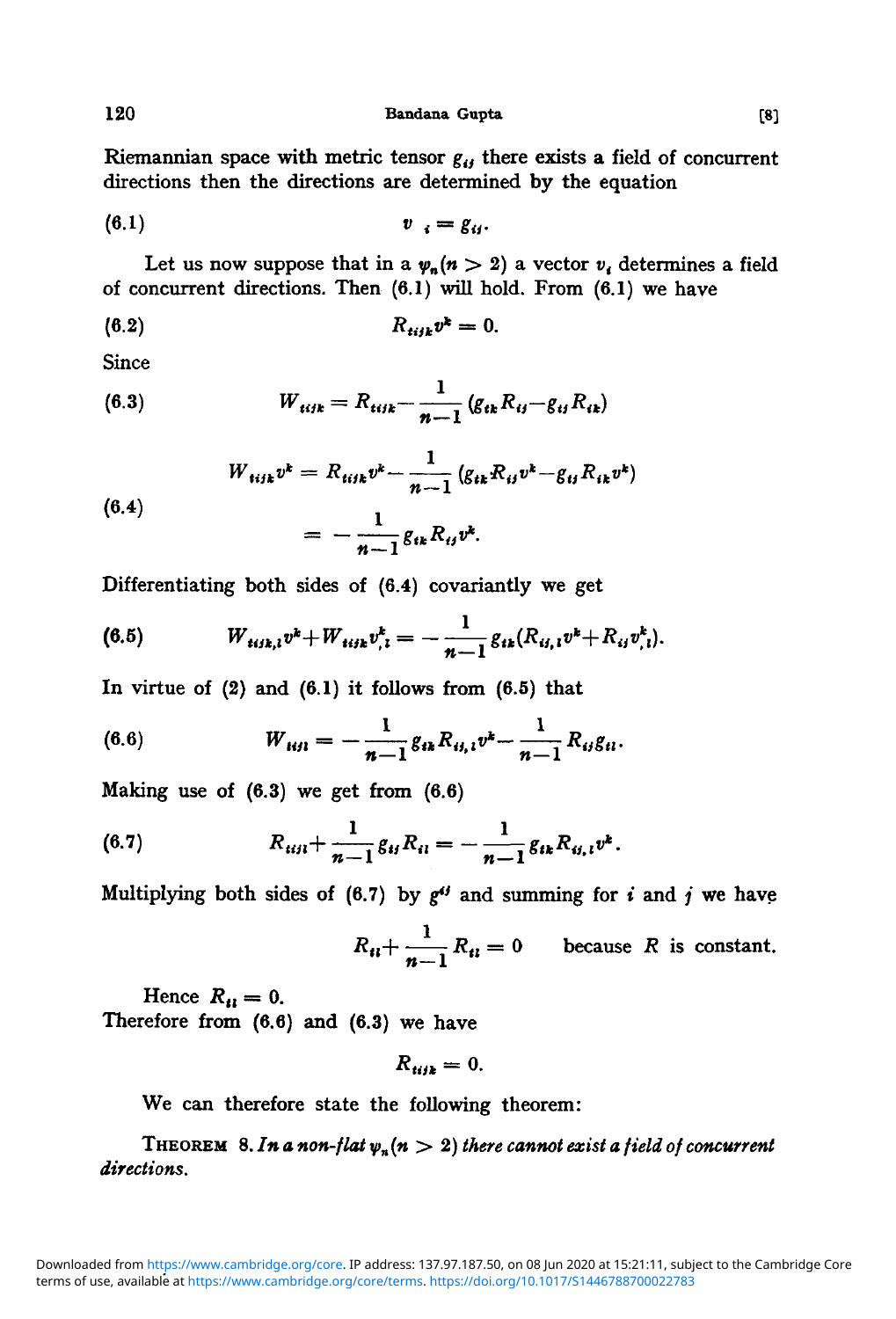Riemannian space with metric tensor $g_{ij}$ there exists a field of concurrent directions then the directions are determined by the equation

$$v_{,i} = g_{ij}. \tag{6.1}$$

Let us now suppose that in a $\psi_n (n > 2)$ a vector $v_i$ determines a field of concurrent directions. Then (6.1) will hold. From (6.1) we have

$$R_{tijk} v^k = 0. \tag{6.2}$$

Since

$$W_{tijk} = R_{tijk} - \frac{1}{n-1} (g_{tk} R_{ij} - g_{tj} R_{ik}) \tag{6.3}$$

$$\begin{aligned} W_{tijk} v^k &= R_{tijk} v^k - \frac{1}{n-1} (g_{tk} R_{ij} v^k - g_{tj} R_{ik} v^k) \\ &= -\frac{1}{n-1} g_{tk} R_{ij} v^k. \end{aligned} \tag{6.4}$$

Differentiating both sides of (6.4) covariantly we get

$$W_{tijk,l} v^k + W_{tijk} v^k_{,l} = -\frac{1}{n-1} g_{tk} (R_{ij,l} v^k + R_{ij} v^k_{,l}). \tag{6.5}$$

In virtue of (2) and (6.1) it follows from (6.5) that

$$W_{tijl} = -\frac{1}{n-1} g_{tk} R_{ij,l} v^k - \frac{1}{n-1} R_{ij} g_{tl}. \tag{6.6}$$

Making use of (6.3) we get from (6.6)

$$R_{tijl} + \frac{1}{n-1} g_{tj} R_{il} = -\frac{1}{n-1} g_{tk} R_{ij,l} v^k. \tag{6.7}$$

Multiplying both sides of (6.7) by $g^{tj}$ and summing for $i$ and $j$ we have

$$R_{il} + \frac{1}{n-1} R_{il} = 0 \qquad \text{because } R \text{ is constant.}$$

Hence $R_{il} = 0$.
Therefore from (6.6) and (6.3) we have

$$R_{tijk} = 0.$$

We can therefore state the following theorem:

**THEOREM 8.** *In a non-flat $\psi_n (n > 2)$ there cannot exist a field of concurrent directions.*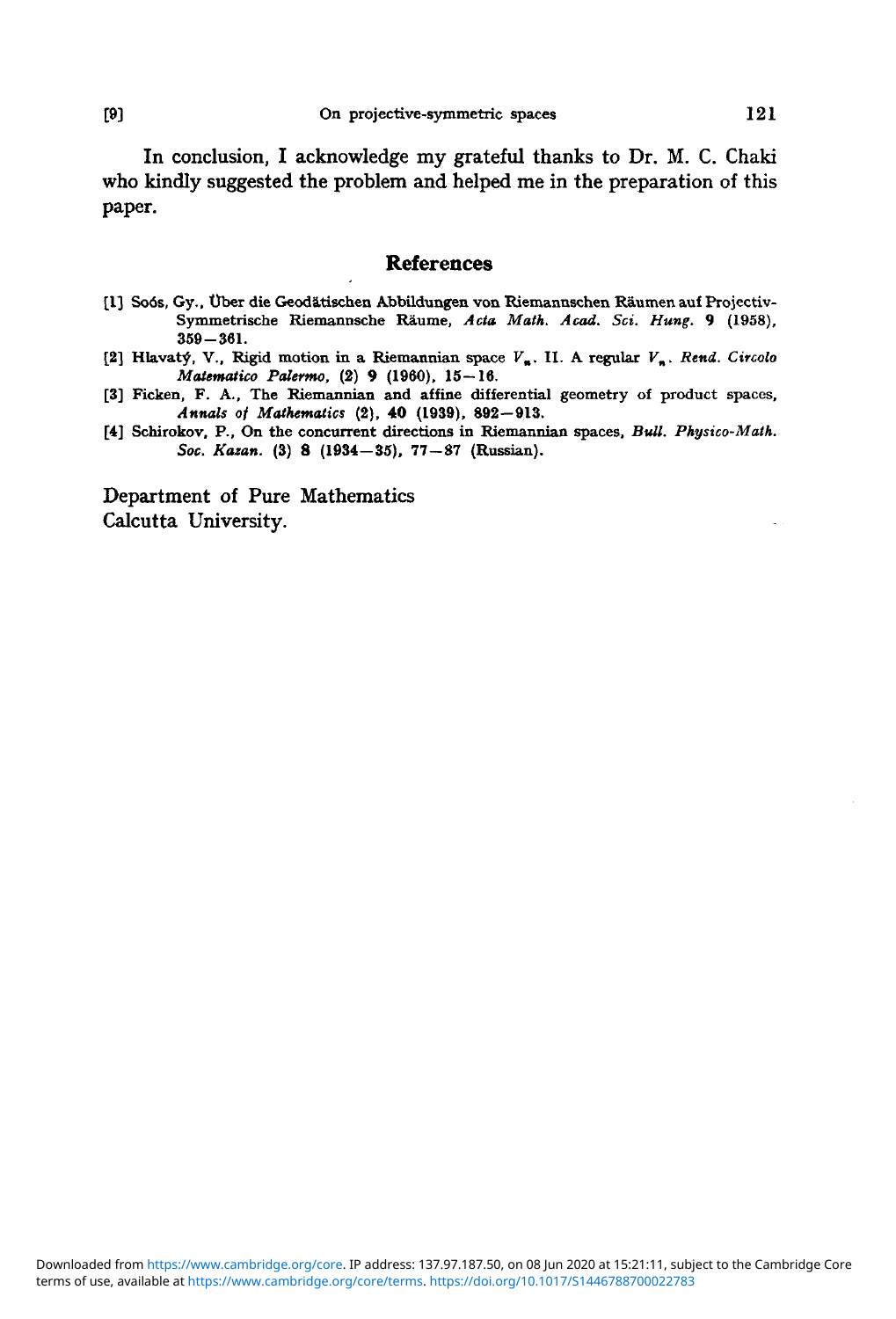In conclusion, I acknowledge my grateful thanks to Dr. M. C. Chaki who kindly suggested the problem and helped me in the preparation of this paper.

## References

[1] Soós, Gy., Über die Geodätischen Abbildungen von Riemannschen Räumen auf Projectiv-Symmetrische Riemannsche Räume, *Acta Math. Acad. Sci. Hung.* **9** (1958), 359–361.

[2] Hlavatý, V., Rigid motion in a Riemannian space $V_n$. II. A regular $V_n$. *Rend. Circolo Matematico Palermo*, (2) **9** (1960), 15–16.

[3] Ficken, F. A., The Riemannian and affine differential geometry of product spaces, *Annals of Mathematics* (2), **40** (1939), 892–913.

[4] Schirokov, P., On the concurrent directions in Riemannian spaces, *Bull. Physico-Math. Soc. Kazan.* (3) **8** (1934–35), 77–87 (Russian).

Department of Pure Mathematics
Calcutta University.